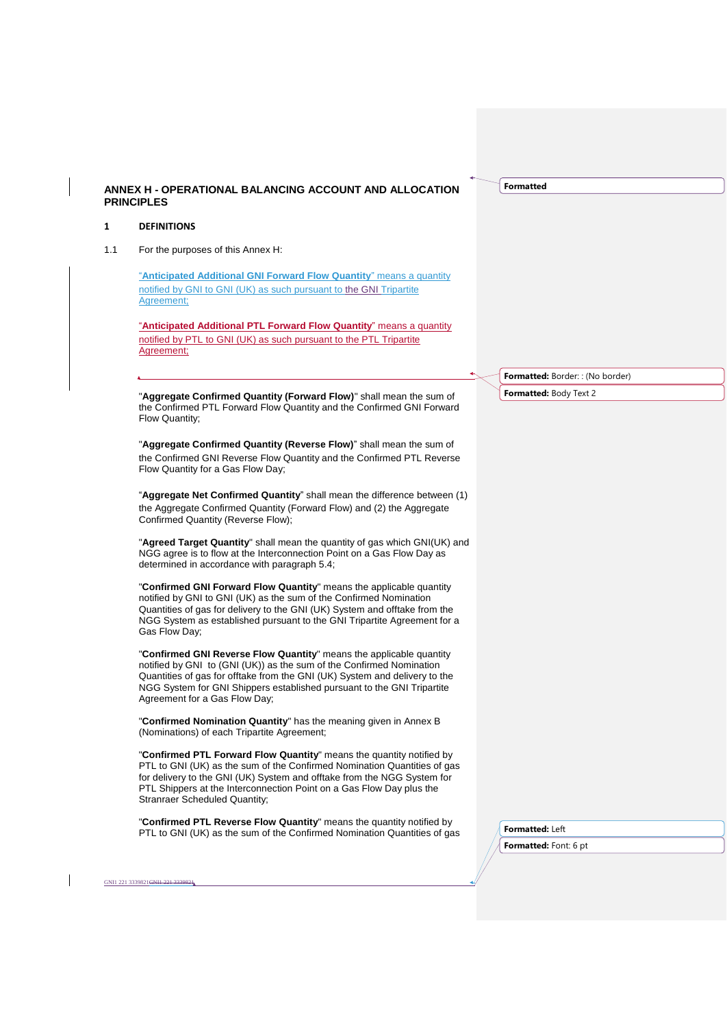## ANNEX H - OPERATIONAL BALANCING ACCOUNT AND ALLOCATION PRINCIPLES

### 1 DEFINITIONS

1.1 For the purposes of this Annex H:

"**Anticipated Additional GNI Forward Flow Quantity**" means a quantity notified by GNI to GNI (UK) as such pursuant to the GNI Tripartite Agreement;

"**Anticipated Additional PTL Forward Flow Quantity**" means a quantity notified by PTL to GNI (UK) as such pursuant to the PTL Tripartite Agreement;

"**Aggregate Confirmed Quantity (Forward Flow)**" shall mean the sum of the Confirmed PTL Forward Flow Quantity and the Confirmed GNI Forward Flow Quantity;

"**Aggregate Confirmed Quantity (Reverse Flow)**" shall mean the sum of the Confirmed GNI Reverse Flow Quantity and the Confirmed PTL Reverse Flow Quantity for a Gas Flow Day;

"**Aggregate Net Confirmed Quantity**" shall mean the difference between (1) the Aggregate Confirmed Quantity (Forward Flow) and (2) the Aggregate Confirmed Quantity (Reverse Flow);

"**Agreed Target Quantity**" shall mean the quantity of gas which GNI(UK) and NGG agree is to flow at the Interconnection Point on a Gas Flow Day as determined in accordance with paragraph 5.4;

"**Confirmed GNI Forward Flow Quantity**" means the applicable quantity notified by GNI to GNI (UK) as the sum of the Confirmed Nomination Quantities of gas for delivery to the GNI (UK) System and offtake from the NGG System as established pursuant to the GNI Tripartite Agreement for a Gas Flow Day;

"**Confirmed GNI Reverse Flow Quantity**" means the applicable quantity notified by GNI to (GNI (UK)) as the sum of the Confirmed Nomination Quantities of gas for offtake from the GNI (UK) System and delivery to the NGG System for GNI Shippers established pursuant to the GNI Tripartite Agreement for a Gas Flow Day;

"**Confirmed Nomination Quantity**" has the meaning given in Annex B (Nominations) of each Tripartite Agreement;

"**Confirmed PTL Forward Flow Quantity**" means the quantity notified by PTL to GNI (UK) as the sum of the Confirmed Nomination Quantities of gas for delivery to the GNI (UK) System and offtake from the NGG System for PTL Shippers at the Interconnection Point on a Gas Flow Day plus the Stranraer Scheduled Quantity;

"**Confirmed PTL Reverse Flow Quantity**" means the quantity notified by PTL to GNI (UK) as the sum of the Confirmed Nomination Quantities of gas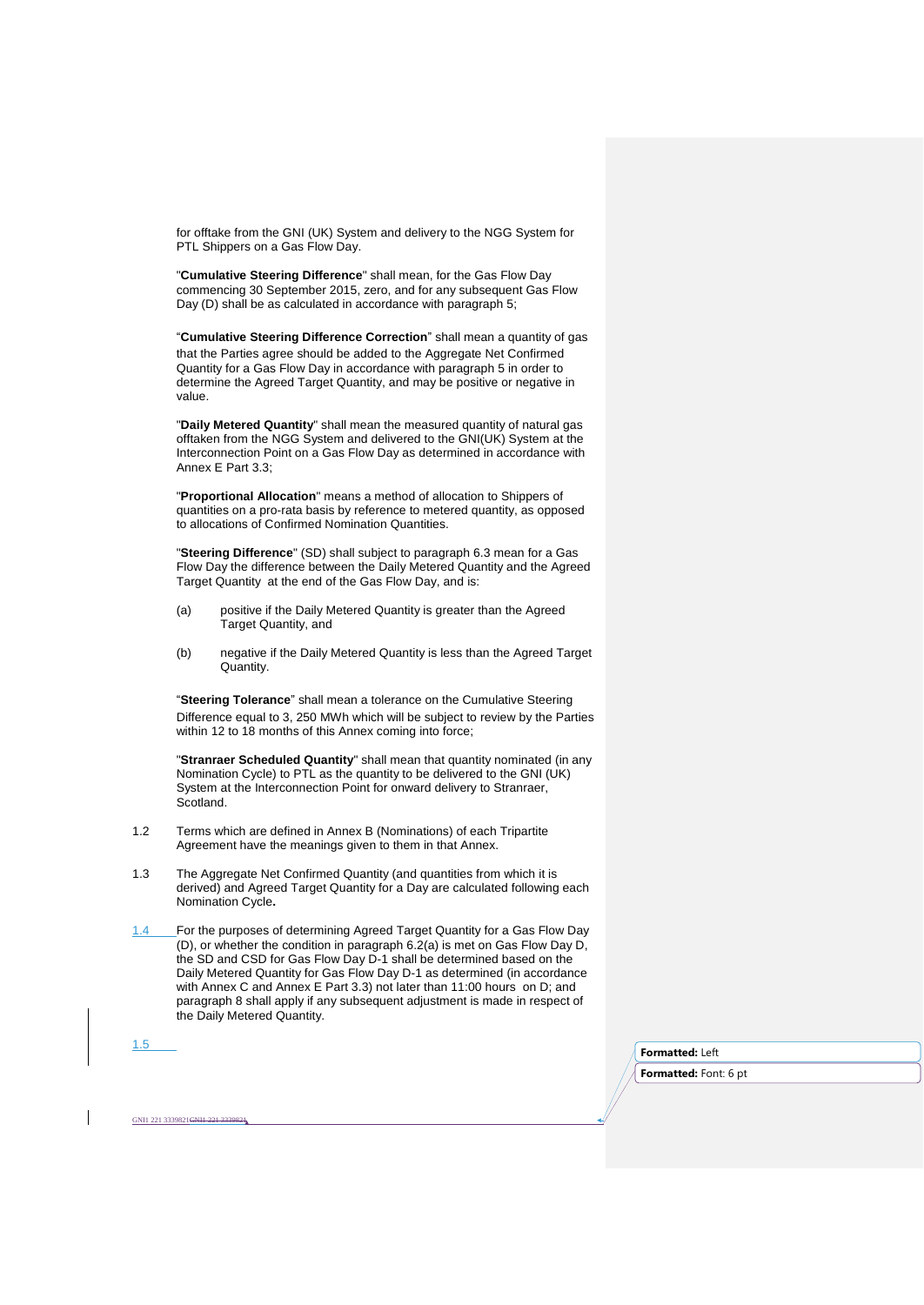for offtake from the GNI (UK) System and delivery to the NGG System for PTL Shippers on a Gas Flow Day.

"**Cumulative Steering Difference**" shall mean, for the Gas Flow Day commencing 30 September 2015, zero, and for any subsequent Gas Flow Day (D) shall be as calculated in accordance with paragraph 5;

"**Cumulative Steering Difference Correction**" shall mean a quantity of gas that the Parties agree should be added to the Aggregate Net Confirmed Quantity for a Gas Flow Day in accordance with paragraph 5 in order to determine the Agreed Target Quantity, and may be positive or negative in value.

"**Daily Metered Quantity**" shall mean the measured quantity of natural gas offtaken from the NGG System and delivered to the GNI(UK) System at the Interconnection Point on a Gas Flow Day as determined in accordance with Annex E Part 3.3;

"**Proportional Allocation**" means a method of allocation to Shippers of quantities on a pro-rata basis by reference to metered quantity, as opposed to allocations of Confirmed Nomination Quantities.

"**Steering Difference**" (SD) shall subject to paragraph 6.3 mean for a Gas Flow Day the difference between the Daily Metered Quantity and the Agreed Target Quantity at the end of the Gas Flow Day, and is:

(a) positive if the Daily Metered Quantity is greater than the Agreed Target Quantity, and

(b) negative if the Daily Metered Quantity is less than the Agreed Target Quantity.

"**Steering Tolerance**" shall mean a tolerance on the Cumulative Steering Difference equal to 3, 250 MWh which will be subject to review by the Parties within 12 to 18 months of this Annex coming into force;

"**Stranraer Scheduled Quantity**" shall mean that quantity nominated (in any Nomination Cycle) to PTL as the quantity to be delivered to the GNI (UK) System at the Interconnection Point for onward delivery to Stranraer, Scotland.

1.2 Terms which are defined in Annex B (Nominations) of each Tripartite Agreement have the meanings given to them in that Annex.

1.3 The Aggregate Net Confirmed Quantity (and quantities from which it is derived) and Agreed Target Quantity for a Day are calculated following each Nomination Cycle**.**

1.4 For the purposes of determining Agreed Target Quantity for a Gas Flow Day (D), or whether the condition in paragraph 6.2(a) is met on Gas Flow Day D, the SD and CSD for Gas Flow Day D-1 shall be determined based on the Daily Metered Quantity for Gas Flow Day D-1 as determined (in accordance with Annex C and Annex E Part 3.3) not later than 11:00 hours on D; and paragraph 8 shall apply if any subsequent adjustment is made in respect of the Daily Metered Quantity.

1.5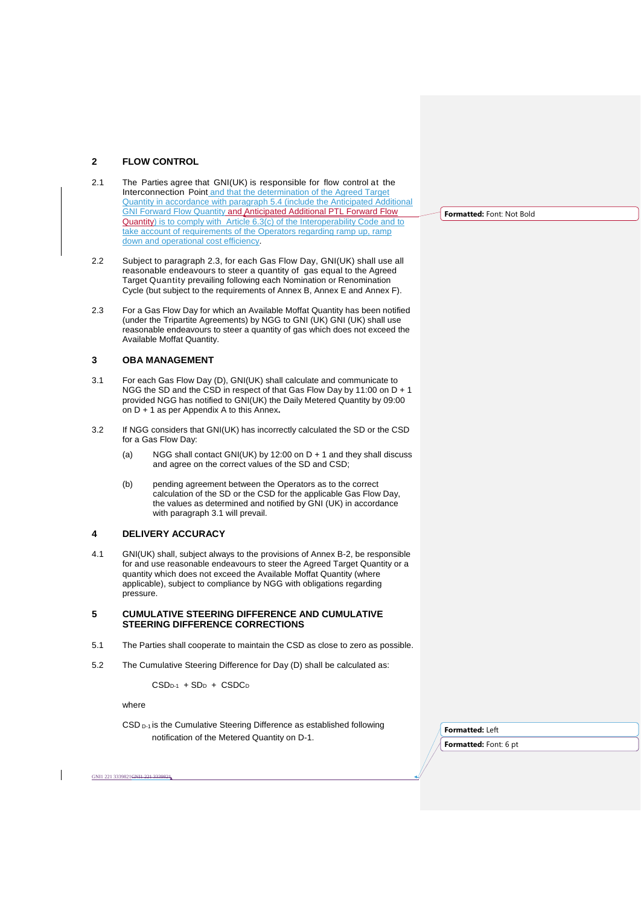## 2 FLOW CONTROL

2.1 The Parties agree that GNI(UK) is responsible for flow control at the Interconnection Point and that the determination of the Agreed Target Quantity in accordance with paragraph 5.4 (include the Anticipated Additional GNI Forward Flow Quantity and Anticipated Additional PTL Forward Flow Quantity) is to comply with Article 6.3(c) of the Interoperability Code and to take account of requirements of the Operators regarding ramp up, ramp down and operational cost efficiency.

2.2 Subject to paragraph 2.3, for each Gas Flow Day, GNI(UK) shall use all reasonable endeavours to steer a quantity of gas equal to the Agreed Target Quantity prevailing following each Nomination or Renomination Cycle (but subject to the requirements of Annex B, Annex E and Annex F).

2.3 For a Gas Flow Day for which an Available Moffat Quantity has been notified (under the Tripartite Agreements) by NGG to GNI (UK) GNI (UK) shall use reasonable endeavours to steer a quantity of gas which does not exceed the Available Moffat Quantity.

## 3 OBA MANAGEMENT

3.1 For each Gas Flow Day (D), GNI(UK) shall calculate and communicate to NGG the SD and the CSD in respect of that Gas Flow Day by 11:00 on D + 1 provided NGG has notified to GNI(UK) the Daily Metered Quantity by 09:00 on D + 1 as per Appendix A to this Annex.

3.2 If NGG considers that GNI(UK) has incorrectly calculated the SD or the CSD for a Gas Flow Day:

(a) NGG shall contact GNI(UK) by 12:00 on D + 1 and they shall discuss and agree on the correct values of the SD and CSD;

(b) pending agreement between the Operators as to the correct calculation of the SD or the CSD for the applicable Gas Flow Day, the values as determined and notified by GNI (UK) in accordance with paragraph 3.1 will prevail.

## 4 DELIVERY ACCURACY

4.1 GNI(UK) shall, subject always to the provisions of Annex B-2, be responsible for and use reasonable endeavours to steer the Agreed Target Quantity or a quantity which does not exceed the Available Moffat Quantity (where applicable), subject to compliance by NGG with obligations regarding pressure.

## 5 CUMULATIVE STEERING DIFFERENCE AND CUMULATIVE STEERING DIFFERENCE CORRECTIONS

5.1 The Parties shall cooperate to maintain the CSD as close to zero as possible.

5.2 The Cumulative Steering Difference for Day (D) shall be calculated as:

$$CSD_{D-1} + SD_D + CSDC_D$$

where

$CSD_{D-1}$ is the Cumulative Steering Difference as established following notification of the Metered Quantity on D-1.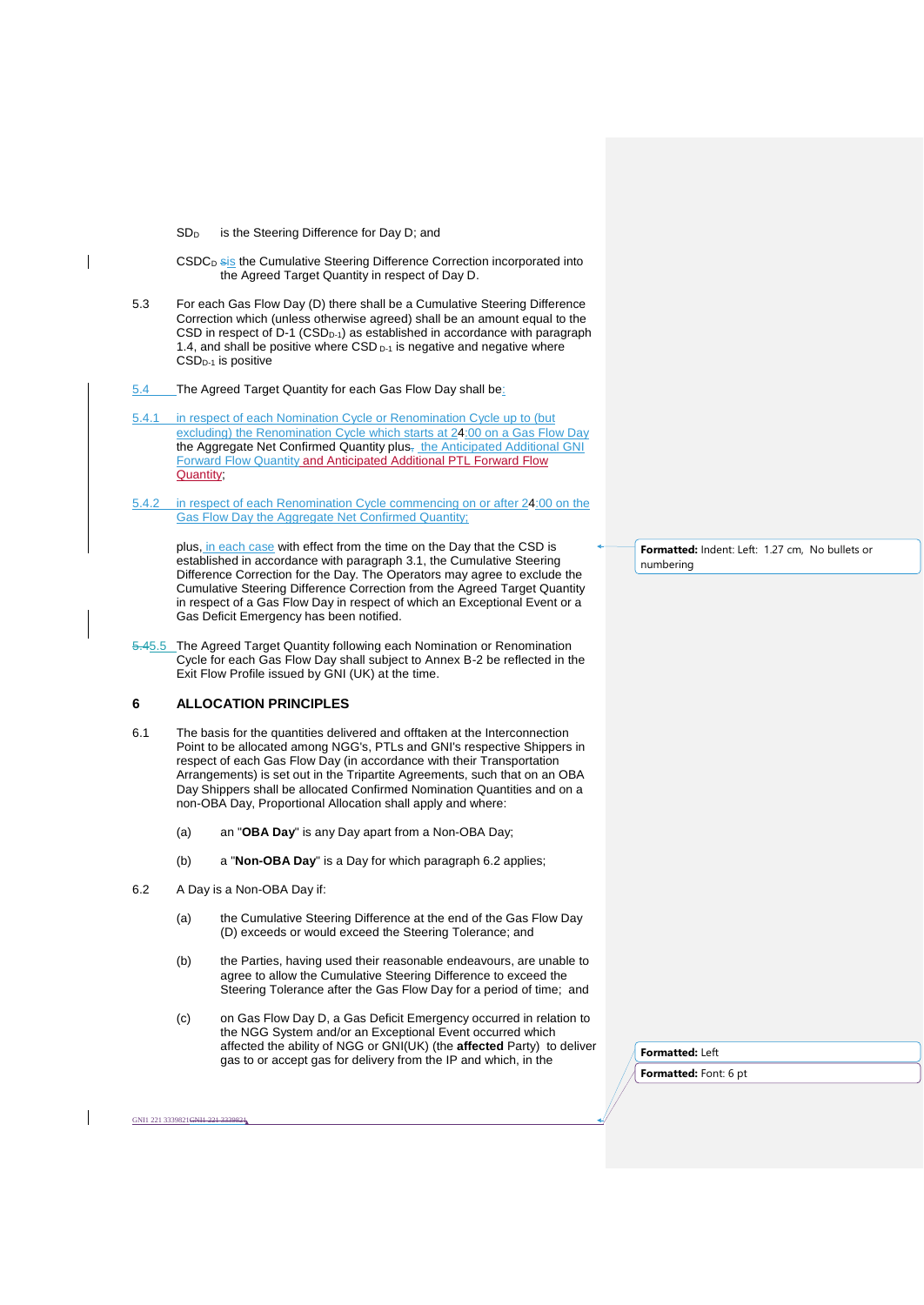$SD_D$ is the Steering Difference for Day D; and

$CSDC_D$ sis the Cumulative Steering Difference Correction incorporated into the Agreed Target Quantity in respect of Day D.

5.3 For each Gas Flow Day (D) there shall be a Cumulative Steering Difference Correction which (unless otherwise agreed) shall be an amount equal to the CSD in respect of D-1 ($CSD_{D-1}$) as established in accordance with paragraph 1.4, and shall be positive where CSD $_{D-1}$ is negative and negative where $CSD_{D-1}$ is positive

5.4 The Agreed Target Quantity for each Gas Flow Day shall be:

5.4.1 in respect of each Nomination Cycle or Renomination Cycle up to (but excluding) the Renomination Cycle which starts at 24:00 on a Gas Flow Day the Aggregate Net Confirmed Quantity plus, the Anticipated Additional GNI Forward Flow Quantity and Anticipated Additional PTL Forward Flow Quantity;

5.4.2 in respect of each Renomination Cycle commencing on or after 24:00 on the Gas Flow Day the Aggregate Net Confirmed Quantity;

plus, in each case with effect from the time on the Day that the CSD is established in accordance with paragraph 3.1, the Cumulative Steering Difference Correction for the Day. The Operators may agree to exclude the Cumulative Steering Difference Correction from the Agreed Target Quantity in respect of a Gas Flow Day in respect of which an Exceptional Event or a Gas Deficit Emergency has been notified.

5.45.5 The Agreed Target Quantity following each Nomination or Renomination Cycle for each Gas Flow Day shall subject to Annex B-2 be reflected in the Exit Flow Profile issued by GNI (UK) at the time.

## 6 ALLOCATION PRINCIPLES

6.1 The basis for the quantities delivered and offtaken at the Interconnection Point to be allocated among NGG's, PTLs and GNI's respective Shippers in respect of each Gas Flow Day (in accordance with their Transportation Arrangements) is set out in the Tripartite Agreements, such that on an OBA Day Shippers shall be allocated Confirmed Nomination Quantities and on a non-OBA Day, Proportional Allocation shall apply and where:

(a) an "**OBA Day**" is any Day apart from a Non-OBA Day;

(b) a "**Non-OBA Day**" is a Day for which paragraph 6.2 applies;

6.2 A Day is a Non-OBA Day if:

(a) the Cumulative Steering Difference at the end of the Gas Flow Day (D) exceeds or would exceed the Steering Tolerance; and

(b) the Parties, having used their reasonable endeavours, are unable to agree to allow the Cumulative Steering Difference to exceed the Steering Tolerance after the Gas Flow Day for a period of time; and

(c) on Gas Flow Day D, a Gas Deficit Emergency occurred in relation to the NGG System and/or an Exceptional Event occurred which affected the ability of NGG or GNI(UK) (the **affected** Party) to deliver gas to or accept gas for delivery from the IP and which, in the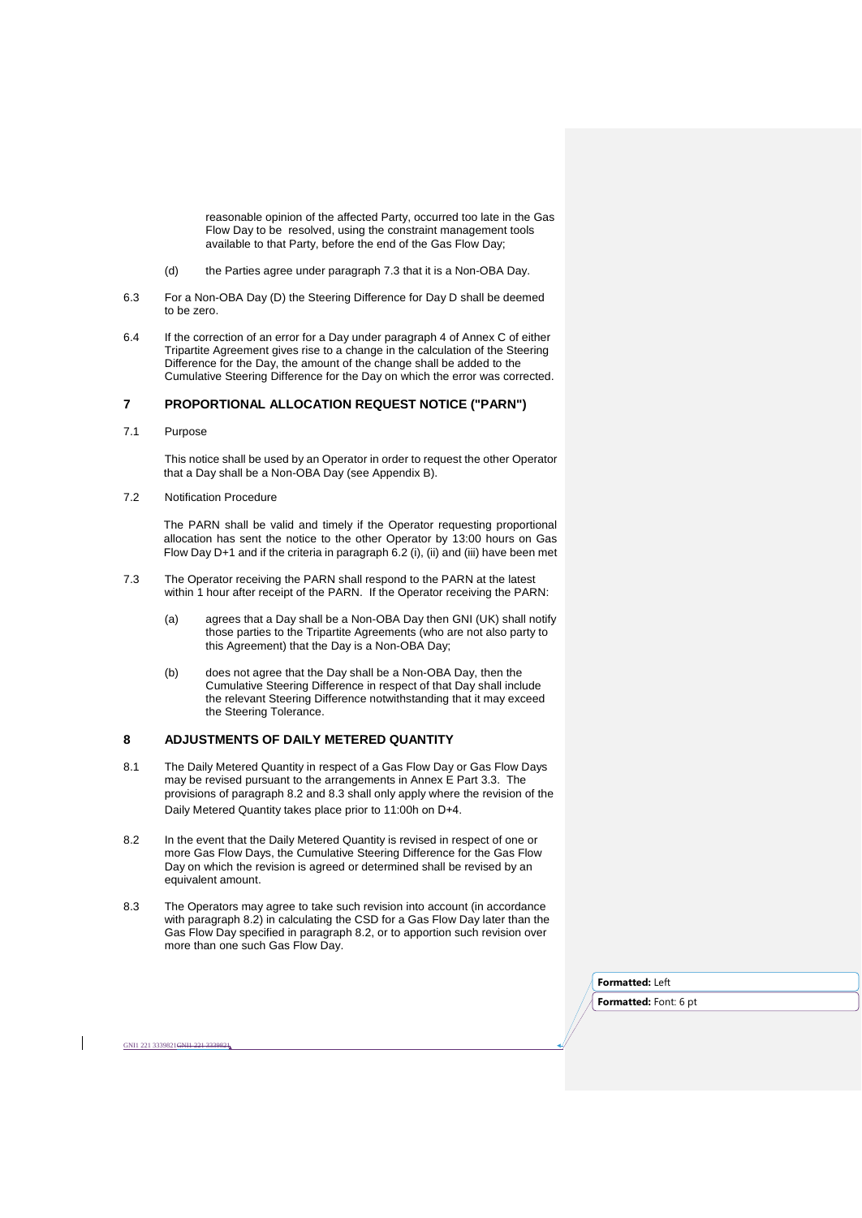reasonable opinion of the affected Party, occurred too late in the Gas Flow Day to be resolved, using the constraint management tools available to that Party, before the end of the Gas Flow Day;

(d) the Parties agree under paragraph 7.3 that it is a Non-OBA Day.

6.3 For a Non-OBA Day (D) the Steering Difference for Day D shall be deemed to be zero.

6.4 If the correction of an error for a Day under paragraph 4 of Annex C of either Tripartite Agreement gives rise to a change in the calculation of the Steering Difference for the Day, the amount of the change shall be added to the Cumulative Steering Difference for the Day on which the error was corrected.

## 7 PROPORTIONAL ALLOCATION REQUEST NOTICE ("PARN")

7.1 Purpose

This notice shall be used by an Operator in order to request the other Operator that a Day shall be a Non-OBA Day (see Appendix B).

7.2 Notification Procedure

The PARN shall be valid and timely if the Operator requesting proportional allocation has sent the notice to the other Operator by 13:00 hours on Gas Flow Day D+1 and if the criteria in paragraph 6.2 (i), (ii) and (iii) have been met

7.3 The Operator receiving the PARN shall respond to the PARN at the latest within 1 hour after receipt of the PARN. If the Operator receiving the PARN:

(a) agrees that a Day shall be a Non-OBA Day then GNI (UK) shall notify those parties to the Tripartite Agreements (who are not also party to this Agreement) that the Day is a Non-OBA Day;

(b) does not agree that the Day shall be a Non-OBA Day, then the Cumulative Steering Difference in respect of that Day shall include the relevant Steering Difference notwithstanding that it may exceed the Steering Tolerance.

## 8 ADJUSTMENTS OF DAILY METERED QUANTITY

8.1 The Daily Metered Quantity in respect of a Gas Flow Day or Gas Flow Days may be revised pursuant to the arrangements in Annex E Part 3.3. The provisions of paragraph 8.2 and 8.3 shall only apply where the revision of the Daily Metered Quantity takes place prior to 11:00h on D+4.

8.2 In the event that the Daily Metered Quantity is revised in respect of one or more Gas Flow Days, the Cumulative Steering Difference for the Gas Flow Day on which the revision is agreed or determined shall be revised by an equivalent amount.

8.3 The Operators may agree to take such revision into account (in accordance with paragraph 8.2) in calculating the CSD for a Gas Flow Day later than the Gas Flow Day specified in paragraph 8.2, or to apportion such revision over more than one such Gas Flow Day.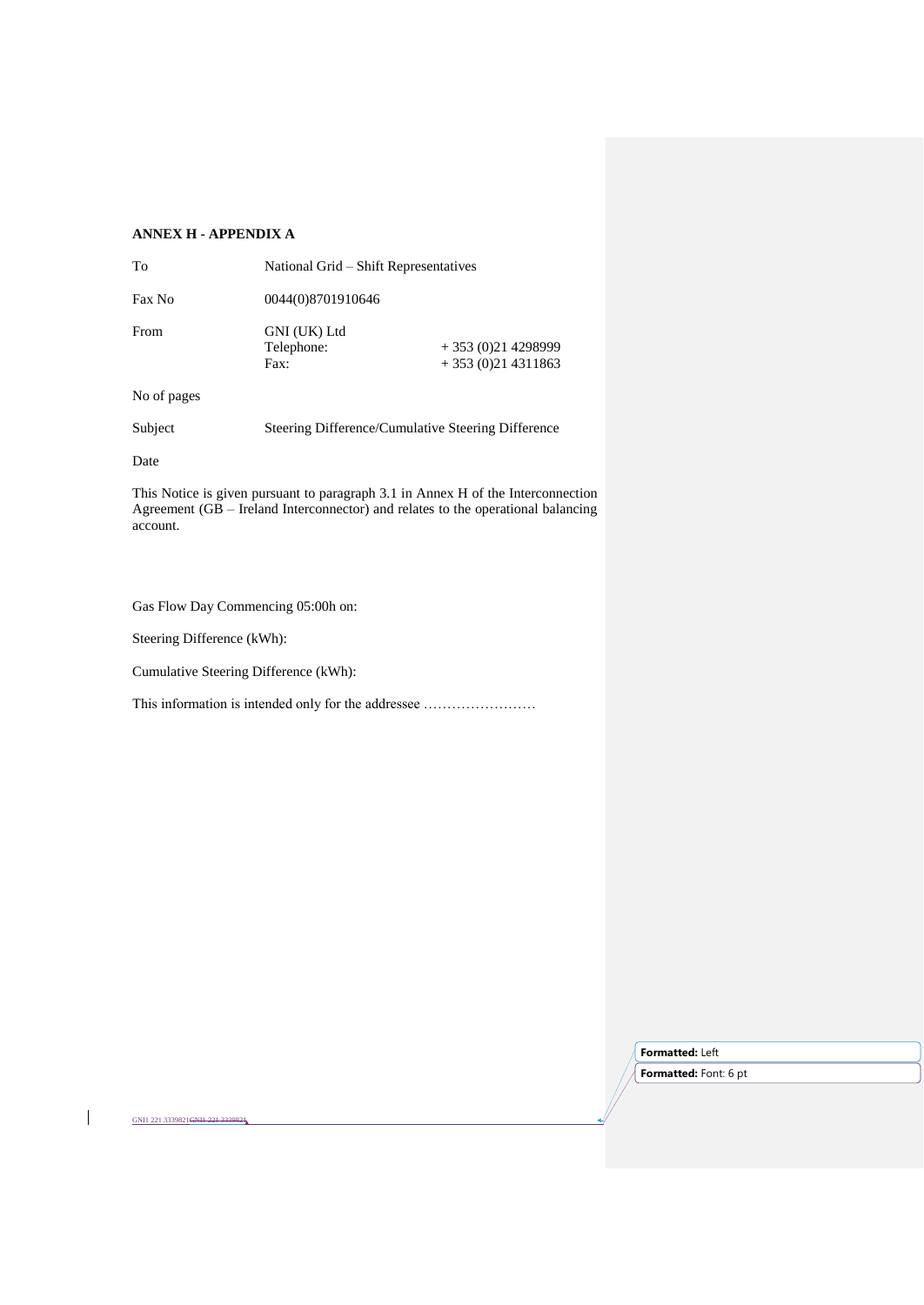**ANNEX H - APPENDIX A**

| | | |
|---|---|---|
| To | National Grid – Shift Representatives | |
| Fax No | 0044(0)8701910646 | |
| From | GNI (UK) Ltd | |
| | Telephone: | + 353 (0)21 4298999 |
| | Fax: | + 353 (0)21 4311863 |
| No of pages | | |
| Subject | Steering Difference/Cumulative Steering Difference | |
| Date | | |

This Notice is given pursuant to paragraph 3.1 in Annex H of the Interconnection Agreement (GB – Ireland Interconnector) and relates to the operational balancing account.

Gas Flow Day Commencing 05:00h on:

Steering Difference (kWh):

Cumulative Steering Difference (kWh):

This information is intended only for the addressee ……………………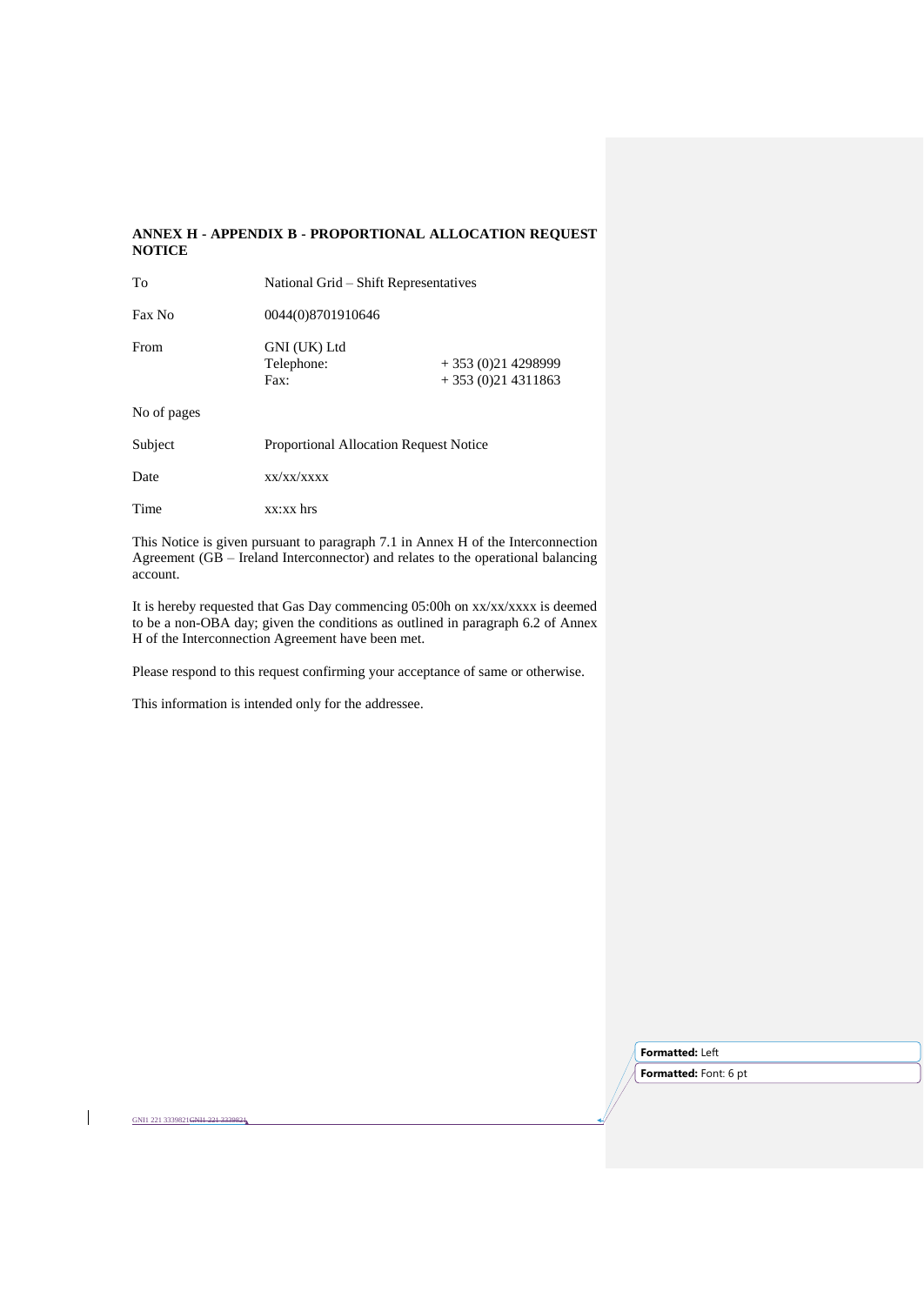**ANNEX H - APPENDIX B - PROPORTIONAL ALLOCATION REQUEST NOTICE**

| | | |
|---|---|---|
| To | National Grid – Shift Representatives | |
| Fax No | 0044(0)8701910646 | |
| From | GNI (UK) Ltd | |
| | Telephone: | + 353 (0)21 4298999 |
| | Fax: | + 353 (0)21 4311863 |
| No of pages | | |
| Subject | Proportional Allocation Request Notice | |
| Date | xx/xx/xxxx | |
| Time | xx:xx hrs | |

This Notice is given pursuant to paragraph 7.1 in Annex H of the Interconnection Agreement (GB – Ireland Interconnector) and relates to the operational balancing account.

It is hereby requested that Gas Day commencing 05:00h on xx/xx/xxxx is deemed to be a non-OBA day; given the conditions as outlined in paragraph 6.2 of Annex H of the Interconnection Agreement have been met.

Please respond to this request confirming your acceptance of same or otherwise.

This information is intended only for the addressee.